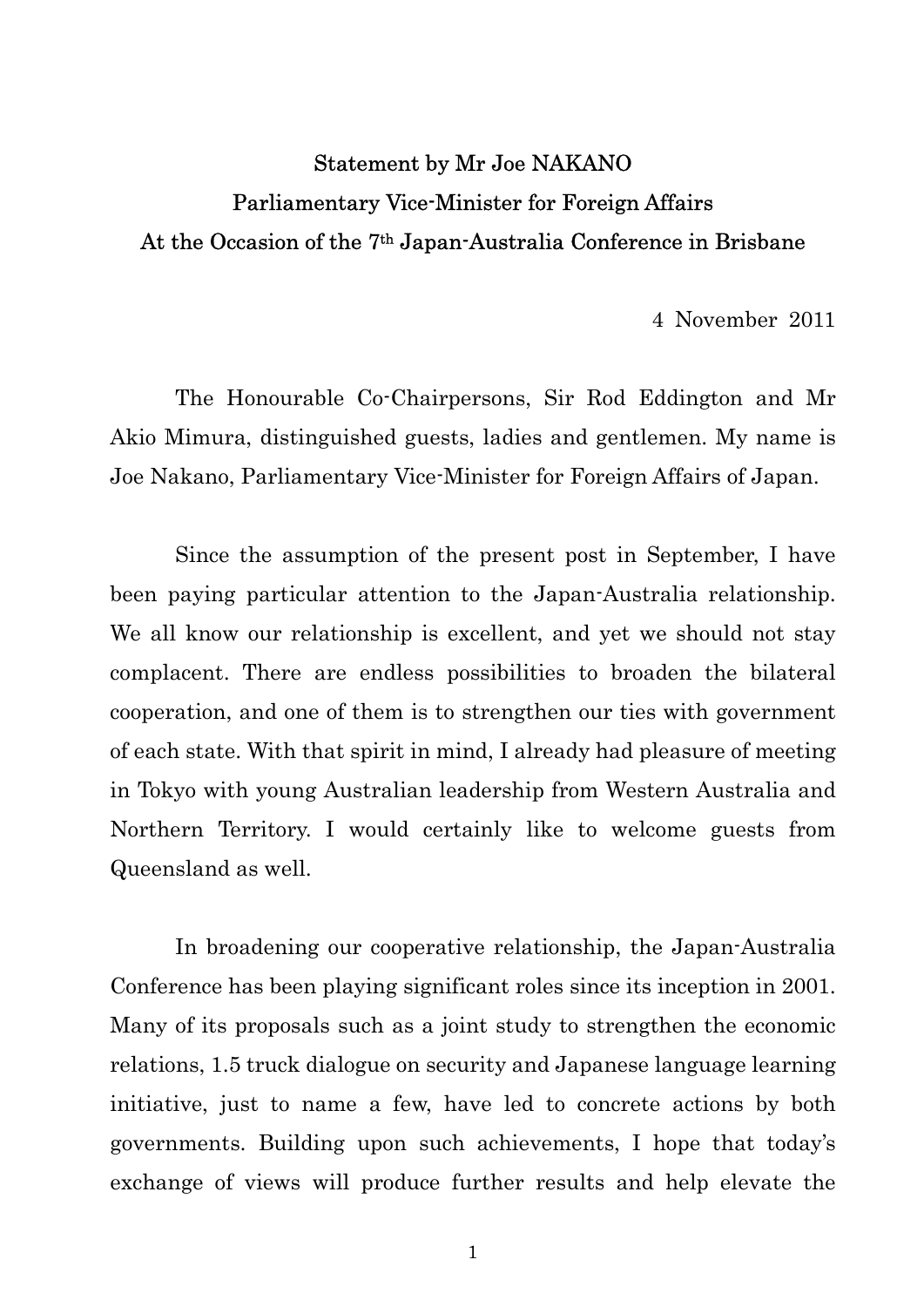# Statement by Mr Joe NAKANO
## Parliamentary Vice-Minister for Foreign Affairs
## At the Occasion of the 7th Japan-Australia Conference in Brisbane

4 November 2011

The Honourable Co-Chairpersons, Sir Rod Eddington and Mr Akio Mimura, distinguished guests, ladies and gentlemen. My name is Joe Nakano, Parliamentary Vice-Minister for Foreign Affairs of Japan.

Since the assumption of the present post in September, I have been paying particular attention to the Japan-Australia relationship. We all know our relationship is excellent, and yet we should not stay complacent. There are endless possibilities to broaden the bilateral cooperation, and one of them is to strengthen our ties with government of each state. With that spirit in mind, I already had pleasure of meeting in Tokyo with young Australian leadership from Western Australia and Northern Territory. I would certainly like to welcome guests from Queensland as well.

In broadening our cooperative relationship, the Japan-Australia Conference has been playing significant roles since its inception in 2001. Many of its proposals such as a joint study to strengthen the economic relations, 1.5 truck dialogue on security and Japanese language learning initiative, just to name a few, have led to concrete actions by both governments. Building upon such achievements, I hope that today's exchange of views will produce further results and help elevate the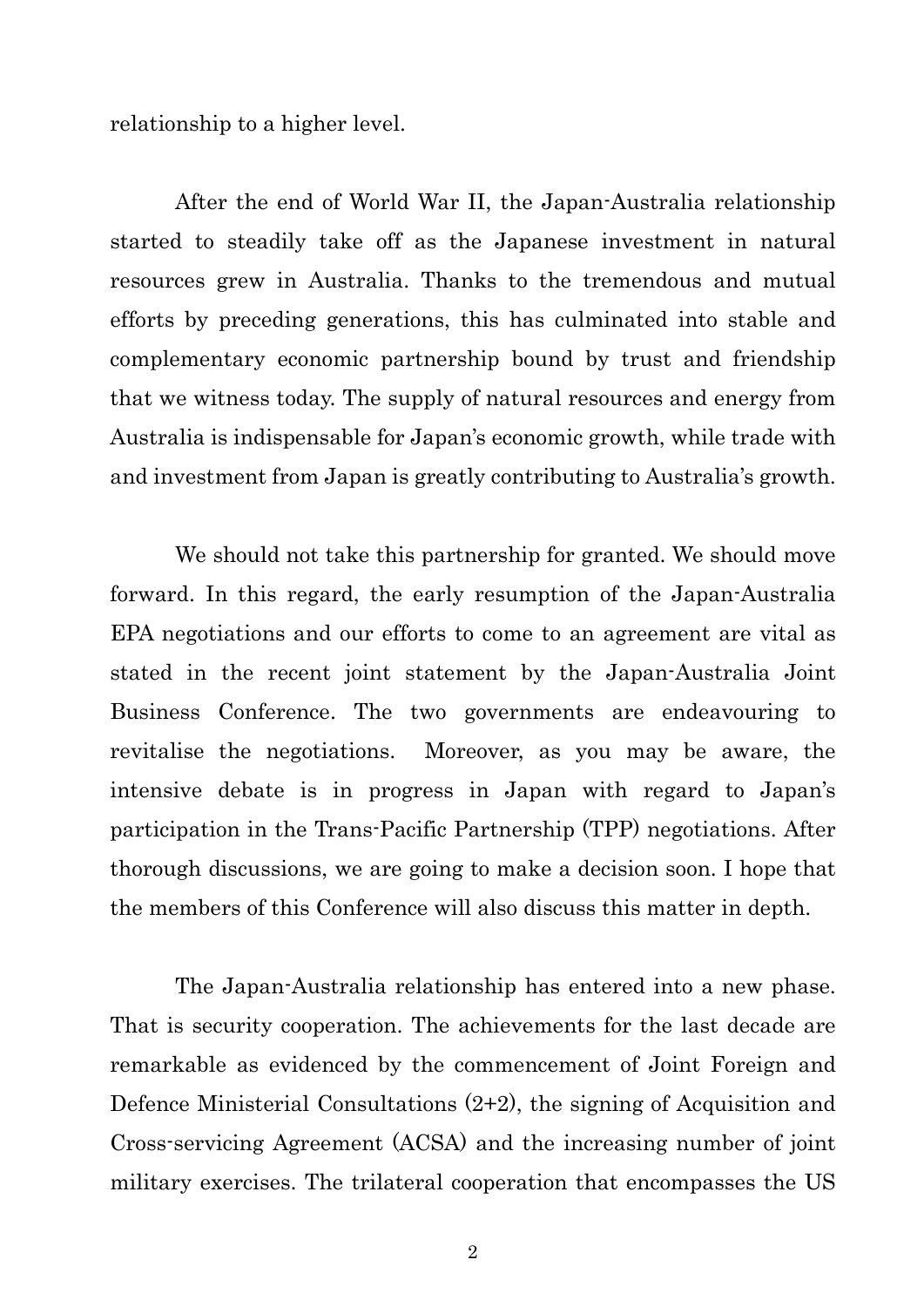relationship to a higher level.

After the end of World War II, the Japan-Australia relationship started to steadily take off as the Japanese investment in natural resources grew in Australia. Thanks to the tremendous and mutual efforts by preceding generations, this has culminated into stable and complementary economic partnership bound by trust and friendship that we witness today. The supply of natural resources and energy from Australia is indispensable for Japan's economic growth, while trade with and investment from Japan is greatly contributing to Australia's growth.

We should not take this partnership for granted. We should move forward. In this regard, the early resumption of the Japan-Australia EPA negotiations and our efforts to come to an agreement are vital as stated in the recent joint statement by the Japan-Australia Joint Business Conference. The two governments are endeavouring to revitalise the negotiations. Moreover, as you may be aware, the intensive debate is in progress in Japan with regard to Japan's participation in the Trans-Pacific Partnership (TPP) negotiations. After thorough discussions, we are going to make a decision soon. I hope that the members of this Conference will also discuss this matter in depth.

The Japan-Australia relationship has entered into a new phase. That is security cooperation. The achievements for the last decade are remarkable as evidenced by the commencement of Joint Foreign and Defence Ministerial Consultations (2+2), the signing of Acquisition and Cross-servicing Agreement (ACSA) and the increasing number of joint military exercises. The trilateral cooperation that encompasses the US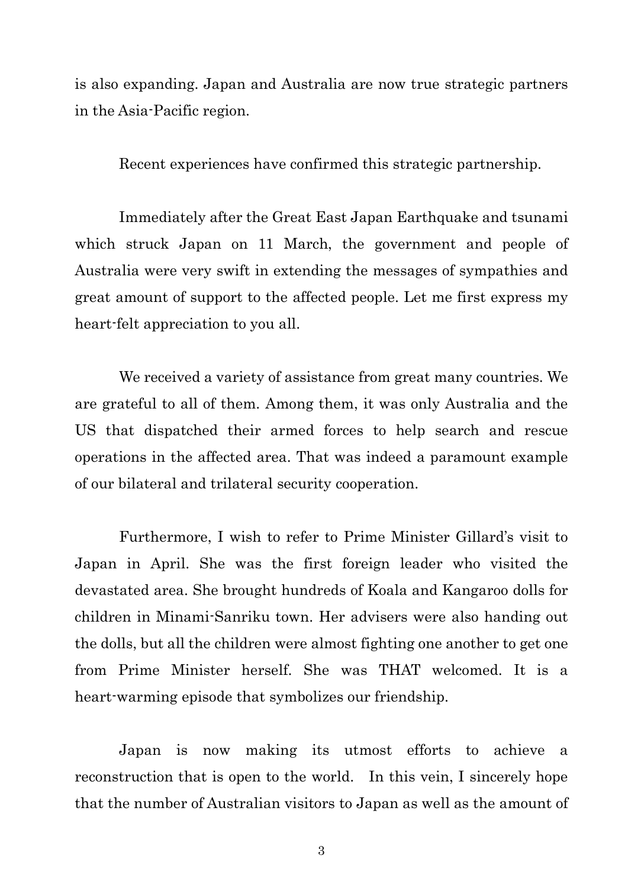is also expanding. Japan and Australia are now true strategic partners in the Asia-Pacific region.

Recent experiences have confirmed this strategic partnership.

Immediately after the Great East Japan Earthquake and tsunami which struck Japan on 11 March, the government and people of Australia were very swift in extending the messages of sympathies and great amount of support to the affected people. Let me first express my heart-felt appreciation to you all.

We received a variety of assistance from great many countries. We are grateful to all of them. Among them, it was only Australia and the US that dispatched their armed forces to help search and rescue operations in the affected area. That was indeed a paramount example of our bilateral and trilateral security cooperation.

Furthermore, I wish to refer to Prime Minister Gillard's visit to Japan in April. She was the first foreign leader who visited the devastated area. She brought hundreds of Koala and Kangaroo dolls for children in Minami-Sanriku town. Her advisers were also handing out the dolls, but all the children were almost fighting one another to get one from Prime Minister herself. She was THAT welcomed. It is a heart-warming episode that symbolizes our friendship.

Japan is now making its utmost efforts to achieve a reconstruction that is open to the world. In this vein, I sincerely hope that the number of Australian visitors to Japan as well as the amount of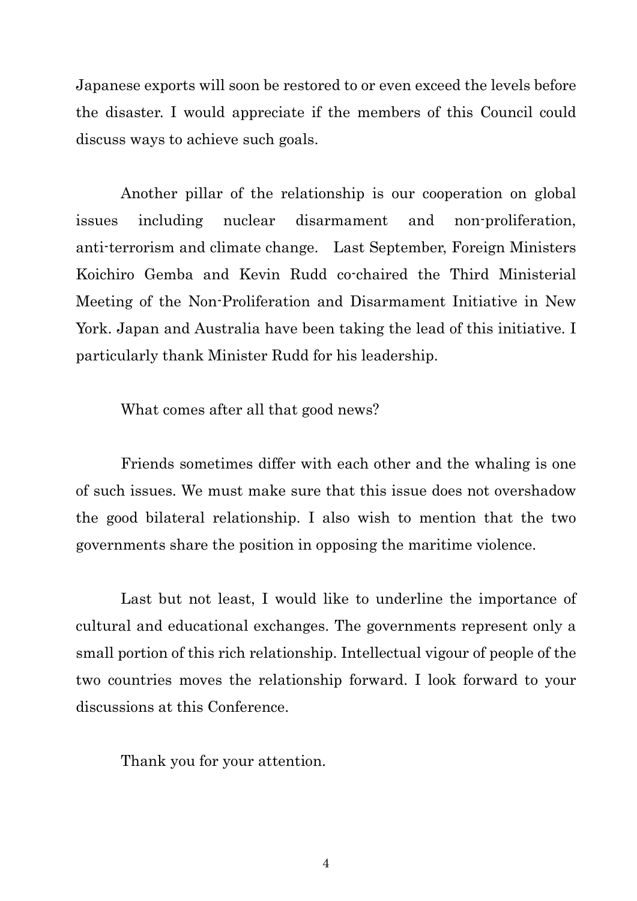Japanese exports will soon be restored to or even exceed the levels before the disaster. I would appreciate if the members of this Council could discuss ways to achieve such goals.

Another pillar of the relationship is our cooperation on global issues including nuclear disarmament and non-proliferation, anti-terrorism and climate change. Last September, Foreign Ministers Koichiro Gemba and Kevin Rudd co-chaired the Third Ministerial Meeting of the Non-Proliferation and Disarmament Initiative in New York. Japan and Australia have been taking the lead of this initiative. I particularly thank Minister Rudd for his leadership.

What comes after all that good news?

Friends sometimes differ with each other and the whaling is one of such issues. We must make sure that this issue does not overshadow the good bilateral relationship. I also wish to mention that the two governments share the position in opposing the maritime violence.

Last but not least, I would like to underline the importance of cultural and educational exchanges. The governments represent only a small portion of this rich relationship. Intellectual vigour of people of the two countries moves the relationship forward. I look forward to your discussions at this Conference.

Thank you for your attention.